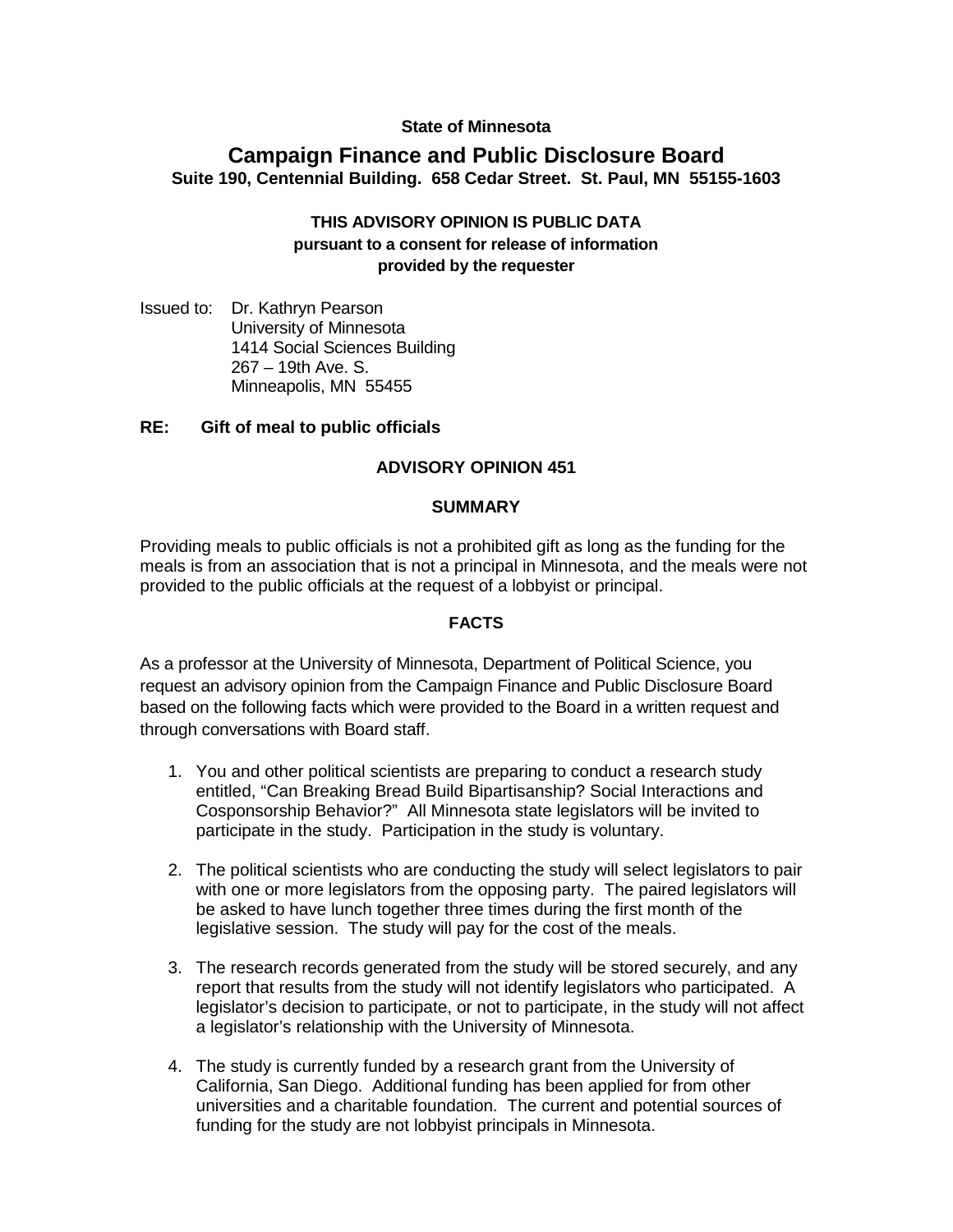**State of Minnesota**

# Campaign Finance and Public Disclosure Board

**Suite 190, Centennial Building. 658 Cedar Street. St. Paul, MN 55155-1603**

**THIS ADVISORY OPINION IS PUBLIC DATA**
**pursuant to a consent for release of information**
**provided by the requester**

Issued to: Dr. Kathryn Pearson
University of Minnesota
1414 Social Sciences Building
267 – 19th Ave. S.
Minneapolis, MN 55455

**RE: Gift of meal to public officials**

## ADVISORY OPINION 451

### SUMMARY

Providing meals to public officials is not a prohibited gift as long as the funding for the meals is from an association that is not a principal in Minnesota, and the meals were not provided to the public officials at the request of a lobbyist or principal.

### FACTS

As a professor at the University of Minnesota, Department of Political Science, you request an advisory opinion from the Campaign Finance and Public Disclosure Board based on the following facts which were provided to the Board in a written request and through conversations with Board staff.

1. You and other political scientists are preparing to conduct a research study entitled, "Can Breaking Bread Build Bipartisanship? Social Interactions and Cosponsorship Behavior?" All Minnesota state legislators will be invited to participate in the study. Participation in the study is voluntary.
2. The political scientists who are conducting the study will select legislators to pair with one or more legislators from the opposing party. The paired legislators will be asked to have lunch together three times during the first month of the legislative session. The study will pay for the cost of the meals.
3. The research records generated from the study will be stored securely, and any report that results from the study will not identify legislators who participated. A legislator's decision to participate, or not to participate, in the study will not affect a legislator's relationship with the University of Minnesota.
4. The study is currently funded by a research grant from the University of California, San Diego. Additional funding has been applied for from other universities and a charitable foundation. The current and potential sources of funding for the study are not lobbyist principals in Minnesota.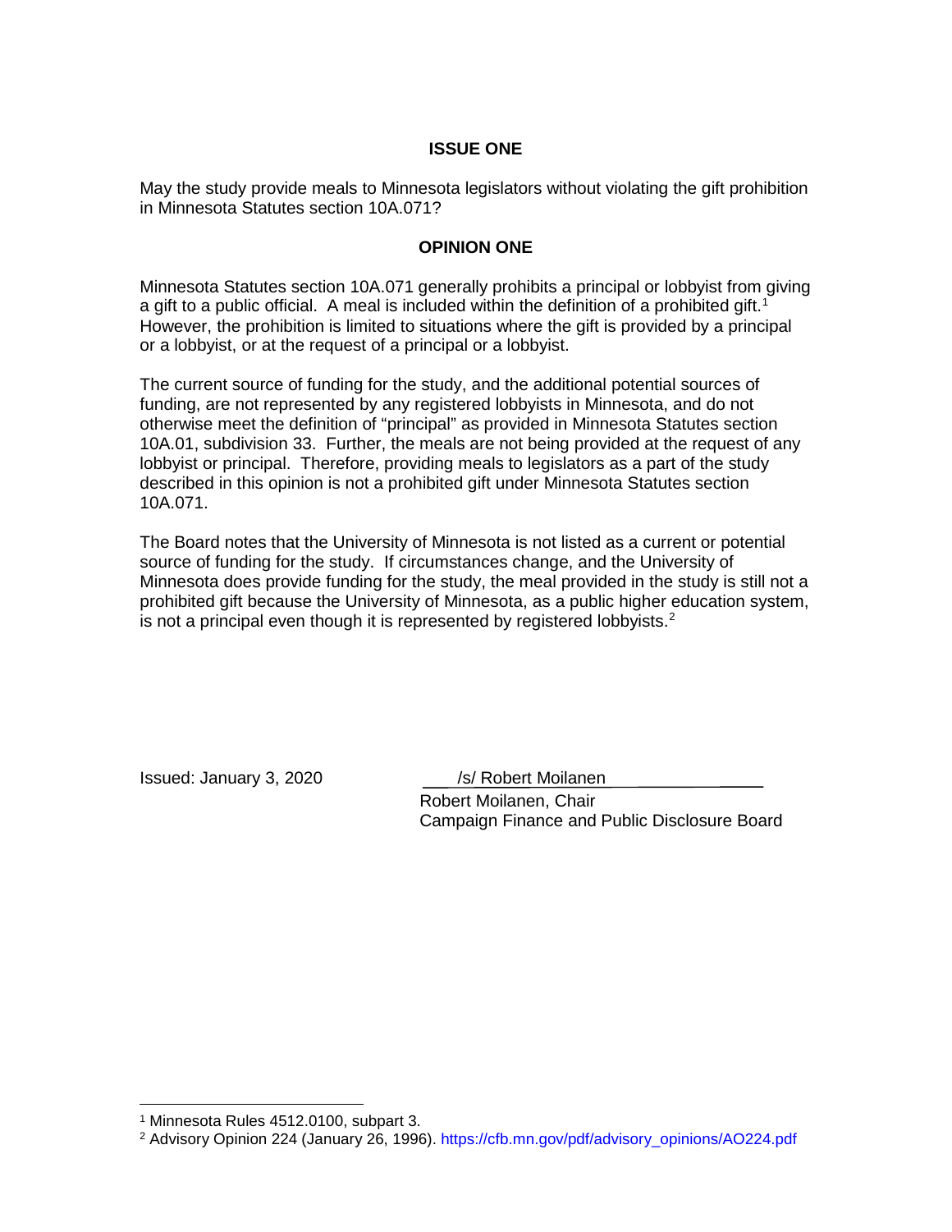## ISSUE ONE

May the study provide meals to Minnesota legislators without violating the gift prohibition in Minnesota Statutes section 10A.071?

## OPINION ONE

Minnesota Statutes section 10A.071 generally prohibits a principal or lobbyist from giving a gift to a public official. A meal is included within the definition of a prohibited gift.[1] However, the prohibition is limited to situations where the gift is provided by a principal or a lobbyist, or at the request of a principal or a lobbyist.

The current source of funding for the study, and the additional potential sources of funding, are not represented by any registered lobbyists in Minnesota, and do not otherwise meet the definition of "principal" as provided in Minnesota Statutes section 10A.01, subdivision 33. Further, the meals are not being provided at the request of any lobbyist or principal. Therefore, providing meals to legislators as a part of the study described in this opinion is not a prohibited gift under Minnesota Statutes section 10A.071.

The Board notes that the University of Minnesota is not listed as a current or potential source of funding for the study. If circumstances change, and the University of Minnesota does provide funding for the study, the meal provided in the study is still not a prohibited gift because the University of Minnesota, as a public higher education system, is not a principal even though it is represented by registered lobbyists.[2]

Issued: January 3, 2020

/s/ Robert Moilanen
Robert Moilanen, Chair
Campaign Finance and Public Disclosure Board

---

[1] Minnesota Rules 4512.0100, subpart 3.

[2] Advisory Opinion 224 (January 26, 1996). https://cfb.mn.gov/pdf/advisory_opinions/AO224.pdf